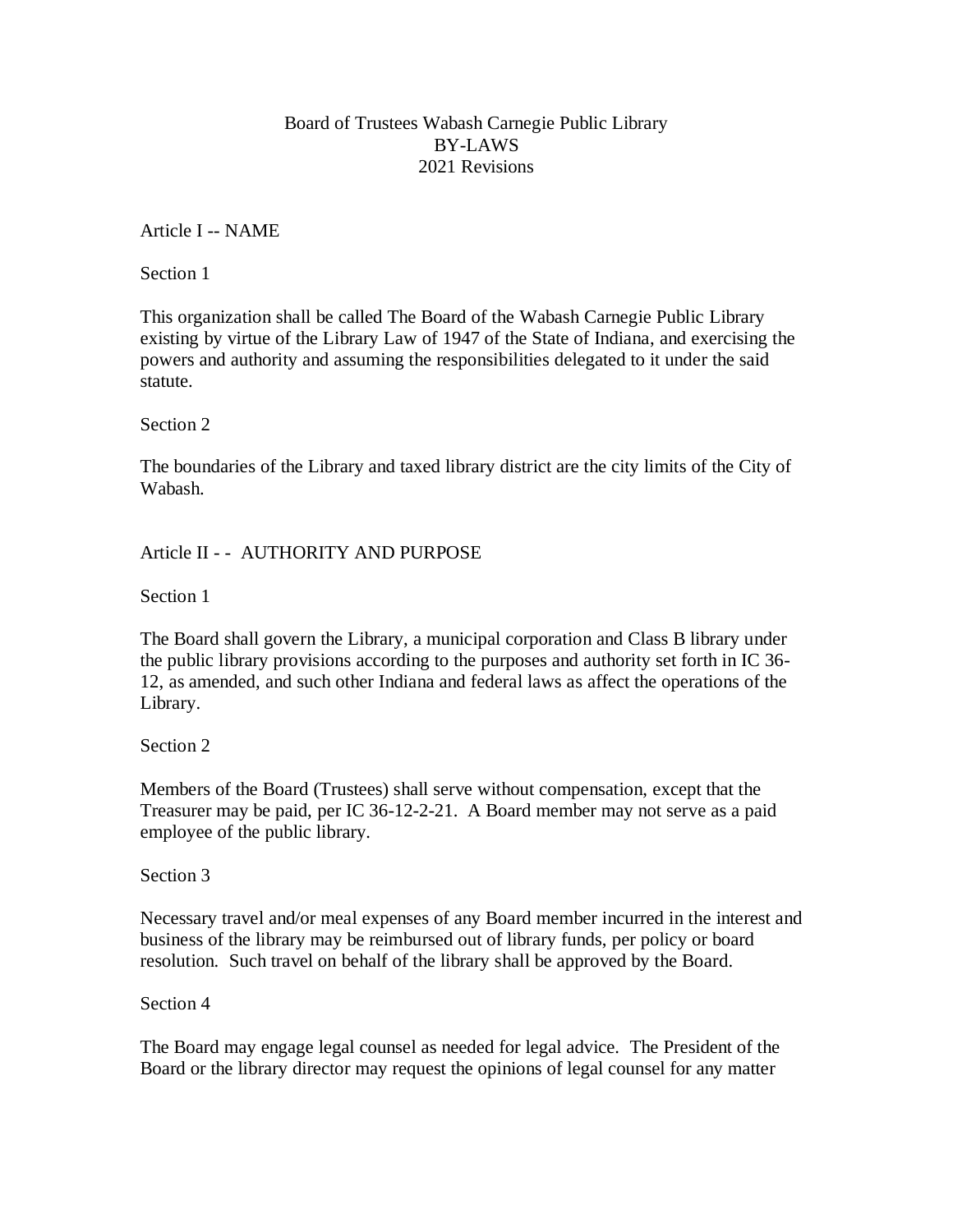# Board of Trustees Wabash Carnegie Public Library
# BY-LAWS
# 2021 Revisions

## Article I -- NAME

### Section 1

This organization shall be called The Board of the Wabash Carnegie Public Library existing by virtue of the Library Law of 1947 of the State of Indiana, and exercising the powers and authority and assuming the responsibilities delegated to it under the said statute.

### Section 2

The boundaries of the Library and taxed library district are the city limits of the City of Wabash.

## Article II - - AUTHORITY AND PURPOSE

### Section 1

The Board shall govern the Library, a municipal corporation and Class B library under the public library provisions according to the purposes and authority set forth in IC 36-12, as amended, and such other Indiana and federal laws as affect the operations of the Library.

### Section 2

Members of the Board (Trustees) shall serve without compensation, except that the Treasurer may be paid, per IC 36-12-2-21. A Board member may not serve as a paid employee of the public library.

### Section 3

Necessary travel and/or meal expenses of any Board member incurred in the interest and business of the library may be reimbursed out of library funds, per policy or board resolution. Such travel on behalf of the library shall be approved by the Board.

### Section 4

The Board may engage legal counsel as needed for legal advice. The President of the Board or the library director may request the opinions of legal counsel for any matter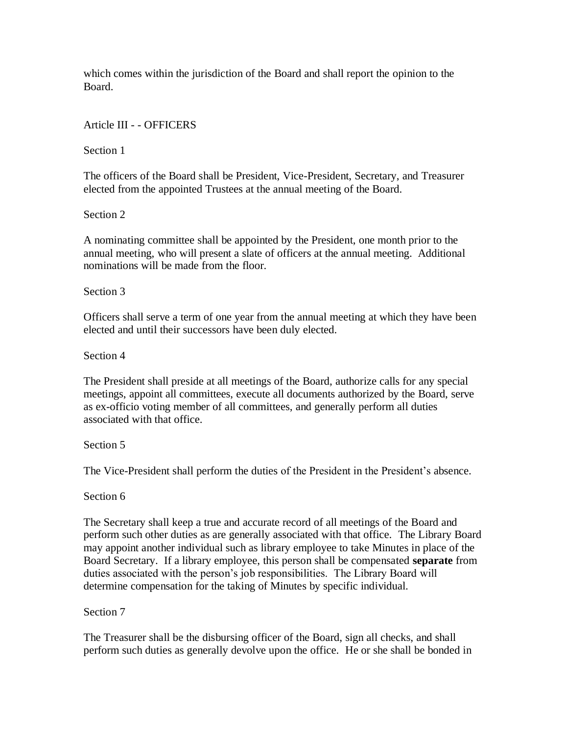which comes within the jurisdiction of the Board and shall report the opinion to the Board.

## Article III - - OFFICERS

### Section 1

The officers of the Board shall be President, Vice-President, Secretary, and Treasurer elected from the appointed Trustees at the annual meeting of the Board.

### Section 2

A nominating committee shall be appointed by the President, one month prior to the annual meeting, who will present a slate of officers at the annual meeting. Additional nominations will be made from the floor.

### Section 3

Officers shall serve a term of one year from the annual meeting at which they have been elected and until their successors have been duly elected.

### Section 4

The President shall preside at all meetings of the Board, authorize calls for any special meetings, appoint all committees, execute all documents authorized by the Board, serve as ex-officio voting member of all committees, and generally perform all duties associated with that office.

### Section 5

The Vice-President shall perform the duties of the President in the President's absence.

### Section 6

The Secretary shall keep a true and accurate record of all meetings of the Board and perform such other duties as are generally associated with that office. The Library Board may appoint another individual such as library employee to take Minutes in place of the Board Secretary. If a library employee, this person shall be compensated **separate** from duties associated with the person's job responsibilities. The Library Board will determine compensation for the taking of Minutes by specific individual.

### Section 7

The Treasurer shall be the disbursing officer of the Board, sign all checks, and shall perform such duties as generally devolve upon the office. He or she shall be bonded in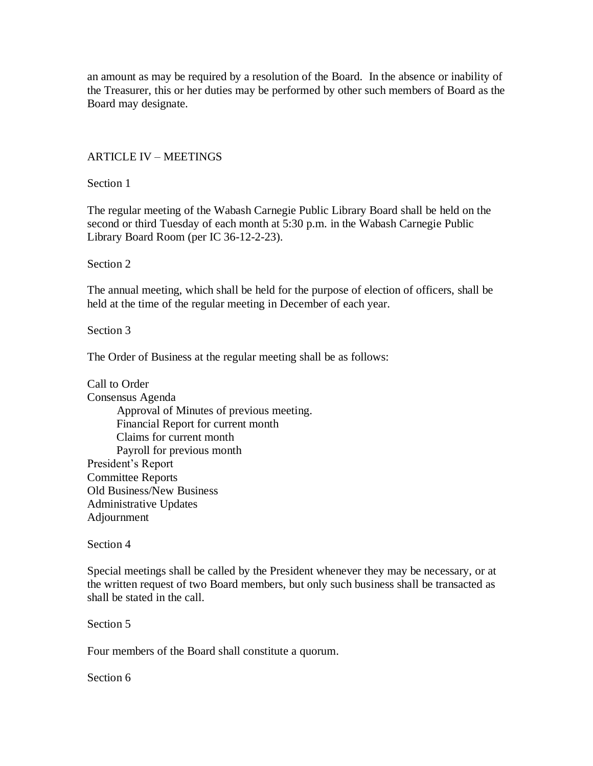an amount as may be required by a resolution of the Board. In the absence or inability of the Treasurer, this or her duties may be performed by other such members of Board as the Board may designate.

## ARTICLE IV – MEETINGS

Section 1

The regular meeting of the Wabash Carnegie Public Library Board shall be held on the second or third Tuesday of each month at 5:30 p.m. in the Wabash Carnegie Public Library Board Room (per IC 36-12-2-23).

Section 2

The annual meeting, which shall be held for the purpose of election of officers, shall be held at the time of the regular meeting in December of each year.

Section 3

The Order of Business at the regular meeting shall be as follows:

- Call to Order
- Consensus Agenda
  - Approval of Minutes of previous meeting.
  - Financial Report for current month
  - Claims for current month
  - Payroll for previous month
- President's Report
- Committee Reports
- Old Business/New Business
- Administrative Updates
- Adjournment

Section 4

Special meetings shall be called by the President whenever they may be necessary, or at the written request of two Board members, but only such business shall be transacted as shall be stated in the call.

Section 5

Four members of the Board shall constitute a quorum.

Section 6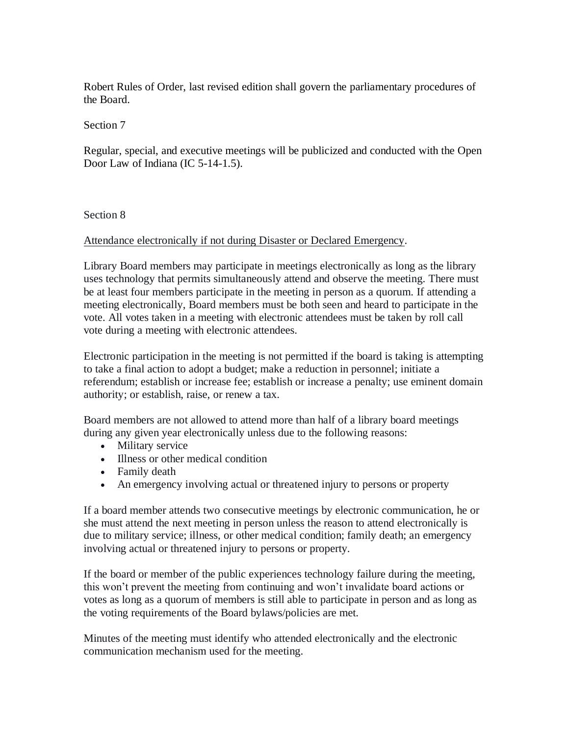Robert Rules of Order, last revised edition shall govern the parliamentary procedures of the Board.

Section 7

Regular, special, and executive meetings will be publicized and conducted with the Open Door Law of Indiana (IC 5-14-1.5).

Section 8

<u>Attendance electronically if not during Disaster or Declared Emergency</u>.

Library Board members may participate in meetings electronically as long as the library uses technology that permits simultaneously attend and observe the meeting. There must be at least four members participate in the meeting in person as a quorum. If attending a meeting electronically, Board members must be both seen and heard to participate in the vote. All votes taken in a meeting with electronic attendees must be taken by roll call vote during a meeting with electronic attendees.

Electronic participation in the meeting is not permitted if the board is taking is attempting to take a final action to adopt a budget; make a reduction in personnel; initiate a referendum; establish or increase fee; establish or increase a penalty; use eminent domain authority; or establish, raise, or renew a tax.

Board members are not allowed to attend more than half of a library board meetings during any given year electronically unless due to the following reasons:

- Military service
- Illness or other medical condition
- Family death
- An emergency involving actual or threatened injury to persons or property

If a board member attends two consecutive meetings by electronic communication, he or she must attend the next meeting in person unless the reason to attend electronically is due to military service; illness, or other medical condition; family death; an emergency involving actual or threatened injury to persons or property.

If the board or member of the public experiences technology failure during the meeting, this won't prevent the meeting from continuing and won't invalidate board actions or votes as long as a quorum of members is still able to participate in person and as long as the voting requirements of the Board bylaws/policies are met.

Minutes of the meeting must identify who attended electronically and the electronic communication mechanism used for the meeting.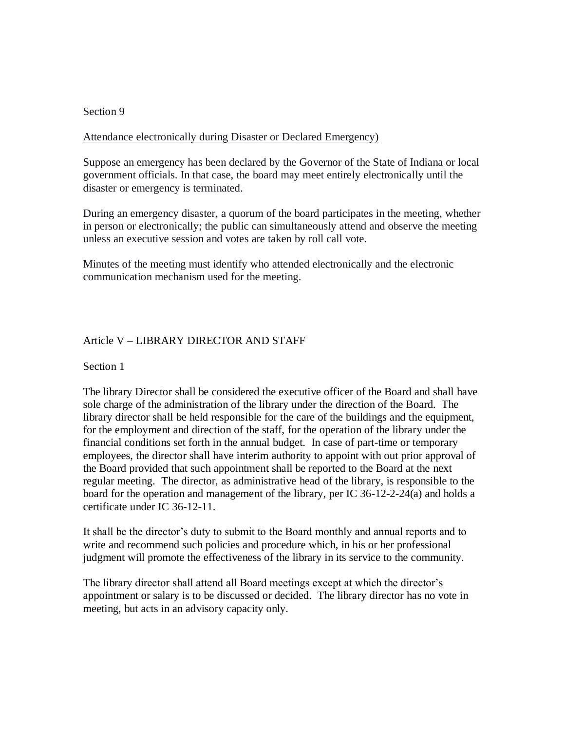Section 9

<u>Attendance electronically during Disaster or Declared Emergency)</u>

Suppose an emergency has been declared by the Governor of the State of Indiana or local government officials. In that case, the board may meet entirely electronically until the disaster or emergency is terminated.

During an emergency disaster, a quorum of the board participates in the meeting, whether in person or electronically; the public can simultaneously attend and observe the meeting unless an executive session and votes are taken by roll call vote.

Minutes of the meeting must identify who attended electronically and the electronic communication mechanism used for the meeting.

## Article V – LIBRARY DIRECTOR AND STAFF

Section 1

The library Director shall be considered the executive officer of the Board and shall have sole charge of the administration of the library under the direction of the Board. The library director shall be held responsible for the care of the buildings and the equipment, for the employment and direction of the staff, for the operation of the library under the financial conditions set forth in the annual budget. In case of part-time or temporary employees, the director shall have interim authority to appoint with out prior approval of the Board provided that such appointment shall be reported to the Board at the next regular meeting. The director, as administrative head of the library, is responsible to the board for the operation and management of the library, per IC 36-12-2-24(a) and holds a certificate under IC 36-12-11.

It shall be the director's duty to submit to the Board monthly and annual reports and to write and recommend such policies and procedure which, in his or her professional judgment will promote the effectiveness of the library in its service to the community.

The library director shall attend all Board meetings except at which the director's appointment or salary is to be discussed or decided. The library director has no vote in meeting, but acts in an advisory capacity only.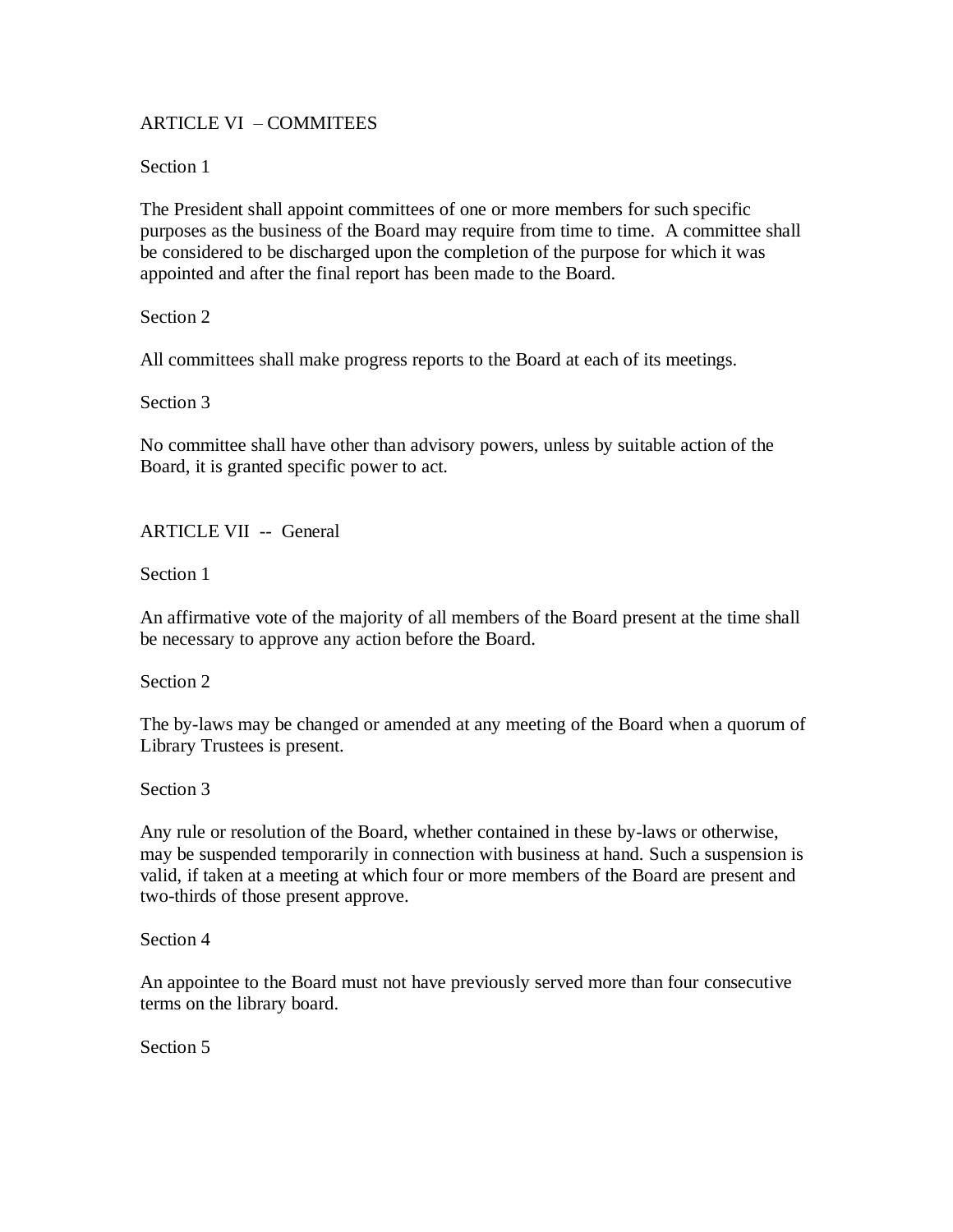## ARTICLE VI – COMMITEES

Section 1

The President shall appoint committees of one or more members for such specific purposes as the business of the Board may require from time to time. A committee shall be considered to be discharged upon the completion of the purpose for which it was appointed and after the final report has been made to the Board.

Section 2

All committees shall make progress reports to the Board at each of its meetings.

Section 3

No committee shall have other than advisory powers, unless by suitable action of the Board, it is granted specific power to act.

## ARTICLE VII -- General

Section 1

An affirmative vote of the majority of all members of the Board present at the time shall be necessary to approve any action before the Board.

Section 2

The by-laws may be changed or amended at any meeting of the Board when a quorum of Library Trustees is present.

Section 3

Any rule or resolution of the Board, whether contained in these by-laws or otherwise, may be suspended temporarily in connection with business at hand. Such a suspension is valid, if taken at a meeting at which four or more members of the Board are present and two-thirds of those present approve.

Section 4

An appointee to the Board must not have previously served more than four consecutive terms on the library board.

Section 5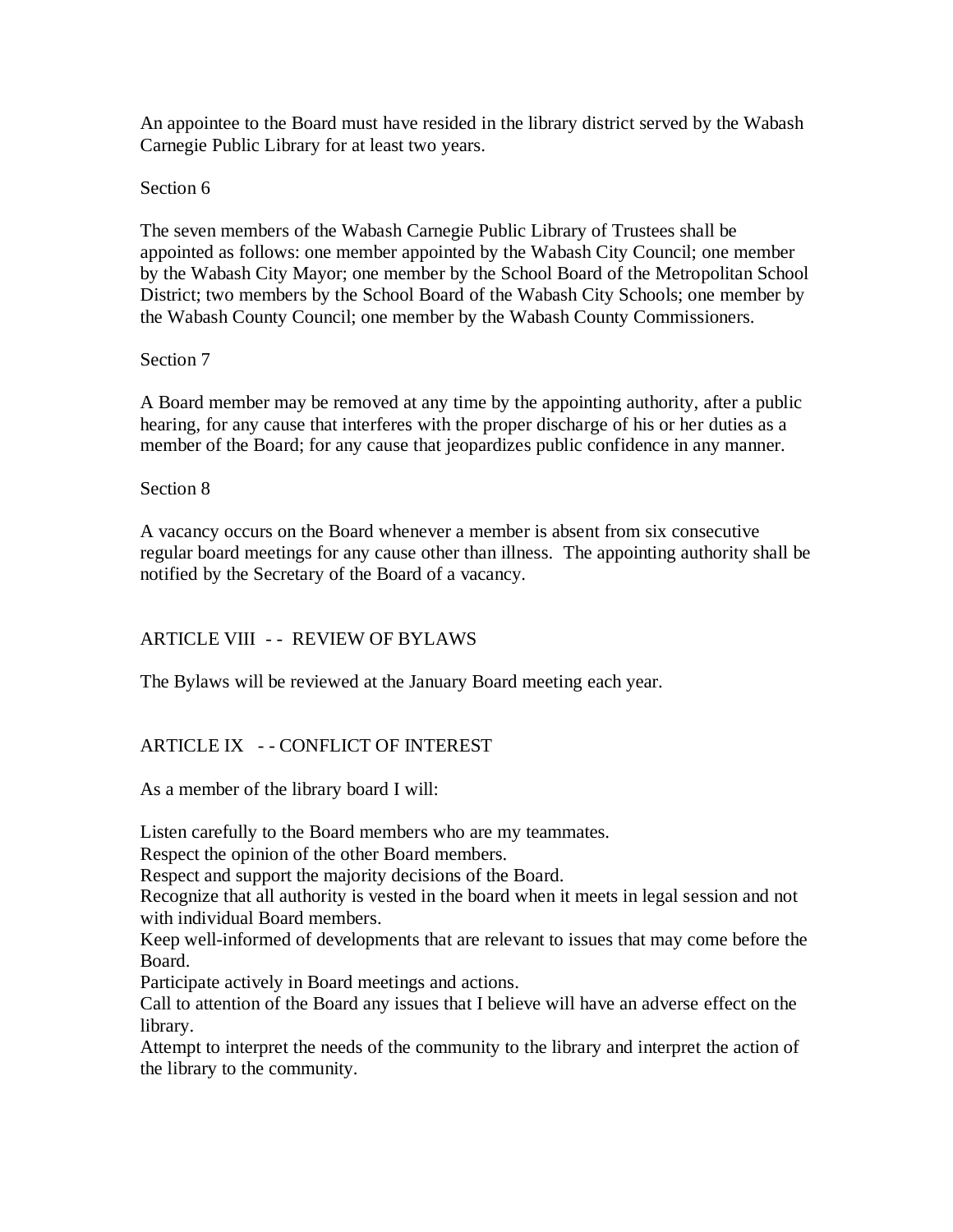An appointee to the Board must have resided in the library district served by the Wabash Carnegie Public Library for at least two years.

Section 6

The seven members of the Wabash Carnegie Public Library of Trustees shall be appointed as follows: one member appointed by the Wabash City Council; one member by the Wabash City Mayor; one member by the School Board of the Metropolitan School District; two members by the School Board of the Wabash City Schools; one member by the Wabash County Council; one member by the Wabash County Commissioners.

Section 7

A Board member may be removed at any time by the appointing authority, after a public hearing, for any cause that interferes with the proper discharge of his or her duties as a member of the Board; for any cause that jeopardizes public confidence in any manner.

Section 8

A vacancy occurs on the Board whenever a member is absent from six consecutive regular board meetings for any cause other than illness. The appointing authority shall be notified by the Secretary of the Board of a vacancy.

## ARTICLE VIII - - REVIEW OF BYLAWS

The Bylaws will be reviewed at the January Board meeting each year.

## ARTICLE IX - - CONFLICT OF INTEREST

As a member of the library board I will:

Listen carefully to the Board members who are my teammates.
Respect the opinion of the other Board members.
Respect and support the majority decisions of the Board.
Recognize that all authority is vested in the board when it meets in legal session and not with individual Board members.
Keep well-informed of developments that are relevant to issues that may come before the Board.
Participate actively in Board meetings and actions.
Call to attention of the Board any issues that I believe will have an adverse effect on the library.
Attempt to interpret the needs of the community to the library and interpret the action of the library to the community.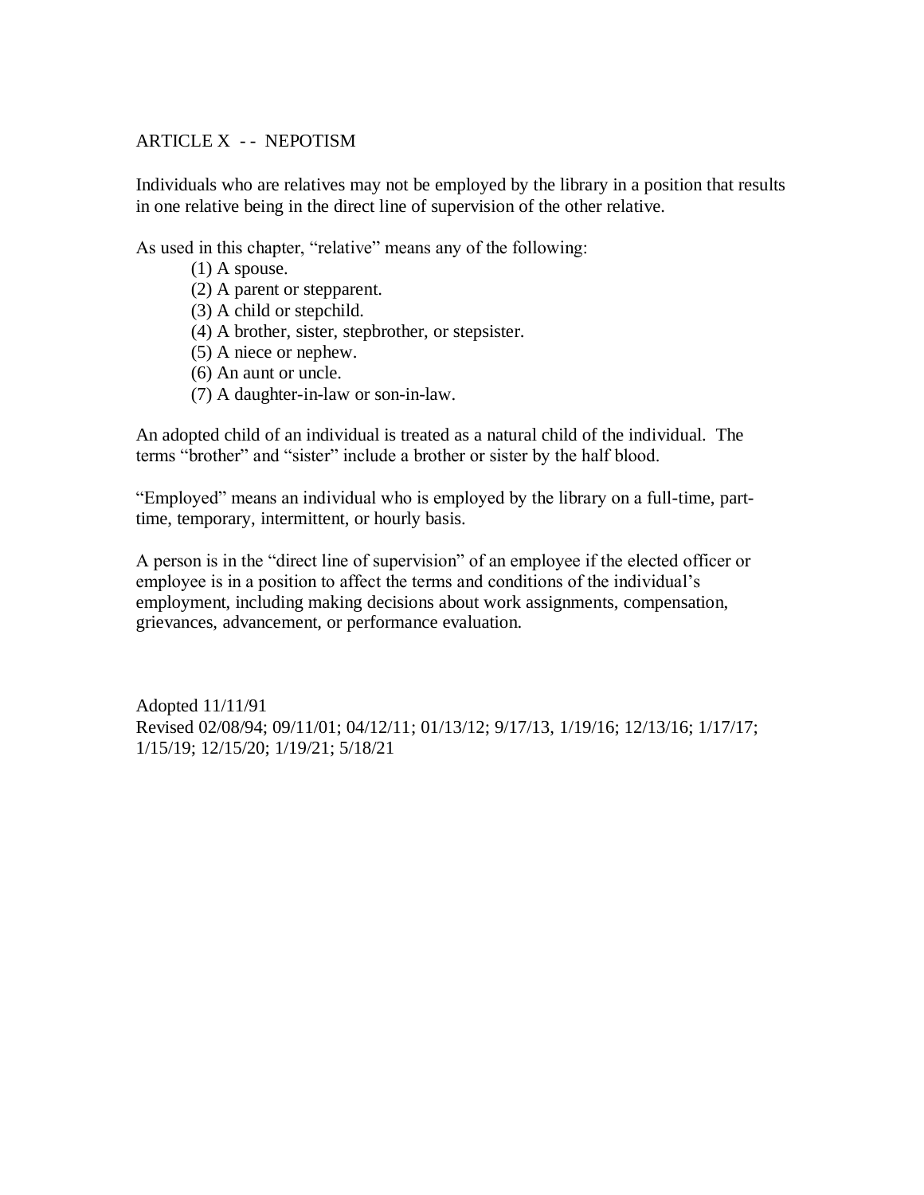## ARTICLE X - - NEPOTISM

Individuals who are relatives may not be employed by the library in a position that results in one relative being in the direct line of supervision of the other relative.

As used in this chapter, "relative" means any of the following:

(1) A spouse.
(2) A parent or stepparent.
(3) A child or stepchild.
(4) A brother, sister, stepbrother, or stepsister.
(5) A niece or nephew.
(6) An aunt or uncle.
(7) A daughter-in-law or son-in-law.

An adopted child of an individual is treated as a natural child of the individual. The terms "brother" and "sister" include a brother or sister by the half blood.

"Employed" means an individual who is employed by the library on a full-time, part-time, temporary, intermittent, or hourly basis.

A person is in the "direct line of supervision" of an employee if the elected officer or employee is in a position to affect the terms and conditions of the individual's employment, including making decisions about work assignments, compensation, grievances, advancement, or performance evaluation.

Adopted 11/11/91
Revised 02/08/94; 09/11/01; 04/12/11; 01/13/12; 9/17/13, 1/19/16; 12/13/16; 1/17/17; 1/15/19; 12/15/20; 1/19/21; 5/18/21